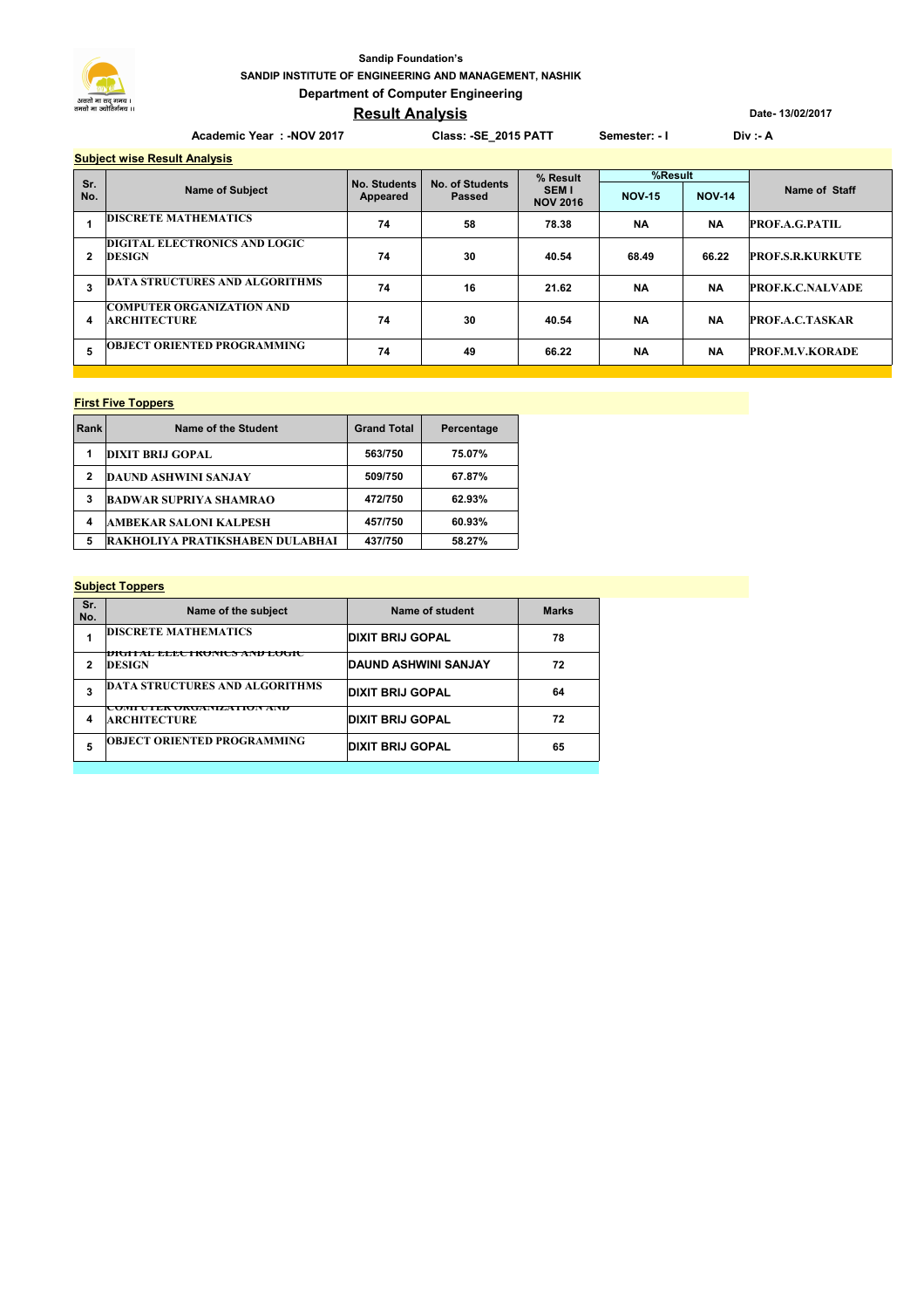Sandip Foundation's

SANDIP INSTITUTE OF ENGINEERING AND MANAGEMENT, NASHIK

Department of Computer Engineering

## Result Analysis

Date- 13/02/2017

Academic Year : -NOV 2017 &nbsp;&nbsp;&nbsp; Class: -SE_2015 PATT &nbsp;&nbsp;&nbsp; Semester: - I &nbsp;&nbsp;&nbsp; Div :- A

### Subject wise Result Analysis

| Sr. No. | Name of Subject | No. Students Appeared | No. of Students Passed | % Result SEM I NOV 2016 | %Result | | Name of Staff |
|---|---|---|---|---|---|---|---|
| | | | | | NOV-15 | NOV-14 | |
| 1 | DISCRETE MATHEMATICS | 74 | 58 | 78.38 | NA | NA | PROF.A.G.PATIL |
| 2 | DIGITAL ELECTRONICS AND LOGIC DESIGN | 74 | 30 | 40.54 | 68.49 | 66.22 | PROF.S.R.KURKUTE |
| 3 | DATA STRUCTURES AND ALGORITHMS | 74 | 16 | 21.62 | NA | NA | PROF.K.C.NALVADE |
| 4 | COMPUTER ORGANIZATION AND ARCHITECTURE | 74 | 30 | 40.54 | NA | NA | PROF.A.C.TASKAR |
| 5 | OBJECT ORIENTED PROGRAMMING | 74 | 49 | 66.22 | NA | NA | PROF.M.V.KORADE |

### First Five Toppers

| Rank | Name of the Student | Grand Total | Percentage |
|---|---|---|---|
| 1 | DIXIT BRIJ GOPAL | 563/750 | 75.07% |
| 2 | DAUND ASHWINI SANJAY | 509/750 | 67.87% |
| 3 | BADWAR SUPRIYA SHAMRAO | 472/750 | 62.93% |
| 4 | AMBEKAR SALONI KALPESH | 457/750 | 60.93% |
| 5 | RAKHOLIYA PRATIKSHABEN DULABHAI | 437/750 | 58.27% |

### Subject Toppers

| Sr. No. | Name of the subject | Name of student | Marks |
|---|---|---|---|
| 1 | DISCRETE MATHEMATICS | DIXIT BRIJ GOPAL | 78 |
| 2 | DIGITAL ELECTRONICS AND LOGIC DESIGN | DAUND ASHWINI SANJAY | 72 |
| 3 | DATA STRUCTURES AND ALGORITHMS | DIXIT BRIJ GOPAL | 64 |
| 4 | COMPUTER ORGANIZATION AND ARCHITECTURE | DIXIT BRIJ GOPAL | 72 |
| 5 | OBJECT ORIENTED PROGRAMMING | DIXIT BRIJ GOPAL | 65 |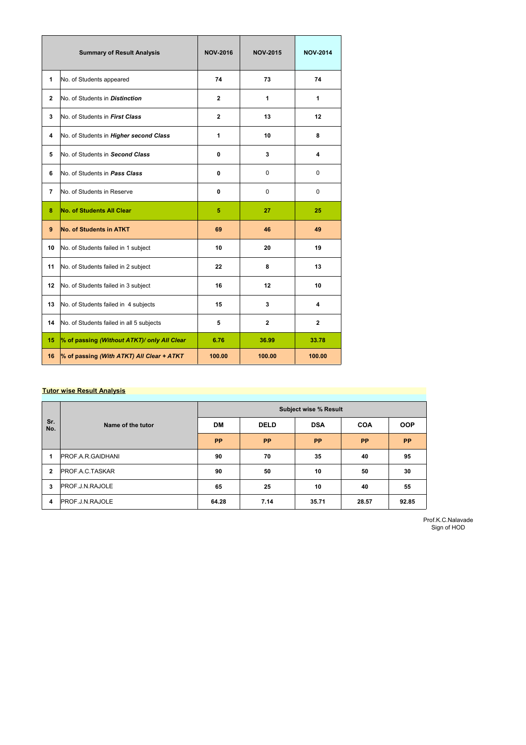| | Summary of Result Analysis | NOV-2016 | NOV-2015 | NOV-2014 |
|---|---|---|---|---|
| 1 | No. of Students appeared | 74 | 73 | 74 |
| 2 | No. of Students in ***Distinction*** | 2 | 1 | 1 |
| 3 | No. of Students in ***First Class*** | 2 | 13 | 12 |
| 4 | No. of Students in ***Higher second Class*** | 1 | 10 | 8 |
| 5 | No. of Students in ***Second Class*** | 0 | 3 | 4 |
| 6 | No. of Students in ***Pass Class*** | 0 | 0 | 0 |
| 7 | No. of Students in Reserve | 0 | 0 | 0 |
| 8 | **No. of Students All Clear** | 5 | 27 | 25 |
| 9 | **No. of Students in ATKT** | 69 | 46 | 49 |
| 10 | No. of Students failed in 1 subject | 10 | 20 | 19 |
| 11 | No. of Students failed in 2 subject | 22 | 8 | 13 |
| 12 | No. of Students failed in 3 subject | 16 | 12 | 10 |
| 13 | No. of Students failed in 4 subjects | 15 | 3 | 4 |
| 14 | No. of Students failed in all 5 subjects | 5 | 2 | 2 |
| 15 | **% of passing *(Without ATKT)/ only All Clear*** | 6.76 | 36.99 | 33.78 |
| 16 | **% of passing *(With ATKT) All Clear + ATKT*** | 100.00 | 100.00 | 100.00 |

**Tutor wise Result Analysis**

| Sr. No. | Name of the tutor | Subject wise % Result | | | | |
|---|---|---|---|---|---|---|
| | | DM | DELD | DSA | COA | OOP |
| | | PP | PP | PP | PP | PP |
| 1 | PROF.A.R.GAIDHANI | 90 | 70 | 35 | 40 | 95 |
| 2 | PROF.A.C.TASKAR | 90 | 50 | 10 | 50 | 30 |
| 3 | PROF.J.N.RAJOLE | 65 | 25 | 10 | 40 | 55 |
| 4 | PROF.J.N.RAJOLE | 64.28 | 7.14 | 35.71 | 28.57 | 92.85 |

Prof.K.C.Nalavade
Sign of HOD